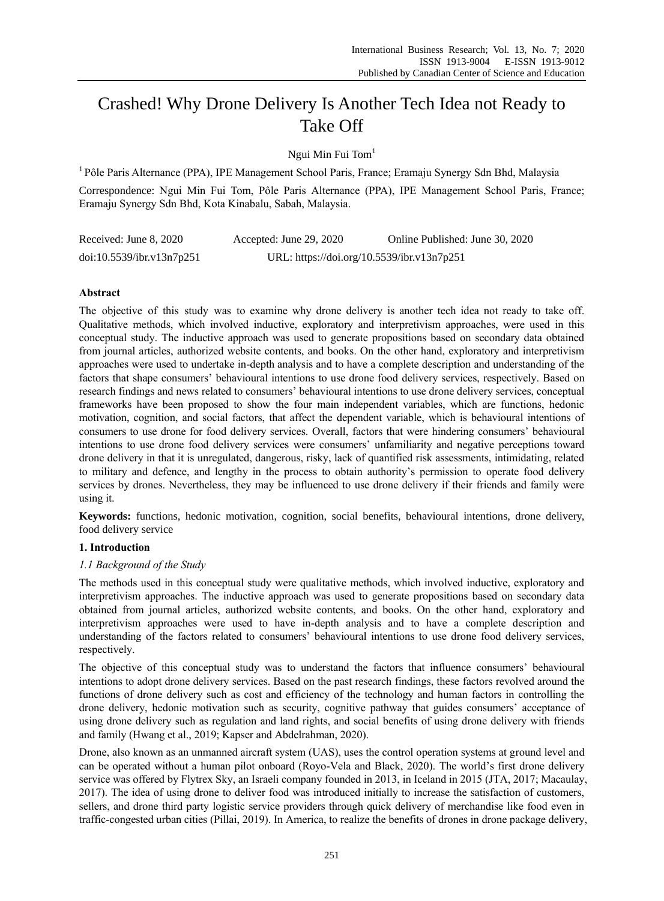# Crashed! Why Drone Delivery Is Another Tech Idea not Ready to Take Off

Ngui Min Fui Tom[1]

[1] Pôle Paris Alternance (PPA), IPE Management School Paris, France; Eramaju Synergy Sdn Bhd, Malaysia

Correspondence: Ngui Min Fui Tom, Pôle Paris Alternance (PPA), IPE Management School Paris, France; Eramaju Synergy Sdn Bhd, Kota Kinabalu, Sabah, Malaysia.

Received: June 8, 2020 Accepted: June 29, 2020 Online Published: June 30, 2020

doi:10.5539/ibr.v13n7p251 URL: https://doi.org/10.5539/ibr.v13n7p251

## Abstract

The objective of this study was to examine why drone delivery is another tech idea not ready to take off. Qualitative methods, which involved inductive, exploratory and interpretivism approaches, were used in this conceptual study. The inductive approach was used to generate propositions based on secondary data obtained from journal articles, authorized website contents, and books. On the other hand, exploratory and interpretivism approaches were used to undertake in-depth analysis and to have a complete description and understanding of the factors that shape consumers' behavioural intentions to use drone food delivery services, respectively. Based on research findings and news related to consumers' behavioural intentions to use drone delivery services, conceptual frameworks have been proposed to show the four main independent variables, which are functions, hedonic motivation, cognition, and social factors, that affect the dependent variable, which is behavioural intentions of consumers to use drone for food delivery services. Overall, factors that were hindering consumers' behavioural intentions to use drone food delivery services were consumers' unfamiliarity and negative perceptions toward drone delivery in that it is unregulated, dangerous, risky, lack of quantified risk assessments, intimidating, related to military and defence, and lengthy in the process to obtain authority's permission to operate food delivery services by drones. Nevertheless, they may be influenced to use drone delivery if their friends and family were using it.

**Keywords:** functions, hedonic motivation, cognition, social benefits, behavioural intentions, drone delivery, food delivery service

## 1. Introduction

### *1.1 Background of the Study*

The methods used in this conceptual study were qualitative methods, which involved inductive, exploratory and interpretivism approaches. The inductive approach was used to generate propositions based on secondary data obtained from journal articles, authorized website contents, and books. On the other hand, exploratory and interpretivism approaches were used to have in-depth analysis and to have a complete description and understanding of the factors related to consumers' behavioural intentions to use drone food delivery services, respectively.

The objective of this conceptual study was to understand the factors that influence consumers' behavioural intentions to adopt drone delivery services. Based on the past research findings, these factors revolved around the functions of drone delivery such as cost and efficiency of the technology and human factors in controlling the drone delivery, hedonic motivation such as security, cognitive pathway that guides consumers' acceptance of using drone delivery such as regulation and land rights, and social benefits of using drone delivery with friends and family (Hwang et al., 2019; Kapser and Abdelrahman, 2020).

Drone, also known as an unmanned aircraft system (UAS), uses the control operation systems at ground level and can be operated without a human pilot onboard (Royo-Vela and Black, 2020). The world's first drone delivery service was offered by Flytrex Sky, an Israeli company founded in 2013, in Iceland in 2015 (JTA, 2017; Macaulay, 2017). The idea of using drone to deliver food was introduced initially to increase the satisfaction of customers, sellers, and drone third party logistic service providers through quick delivery of merchandise like food even in traffic-congested urban cities (Pillai, 2019). In America, to realize the benefits of drones in drone package delivery,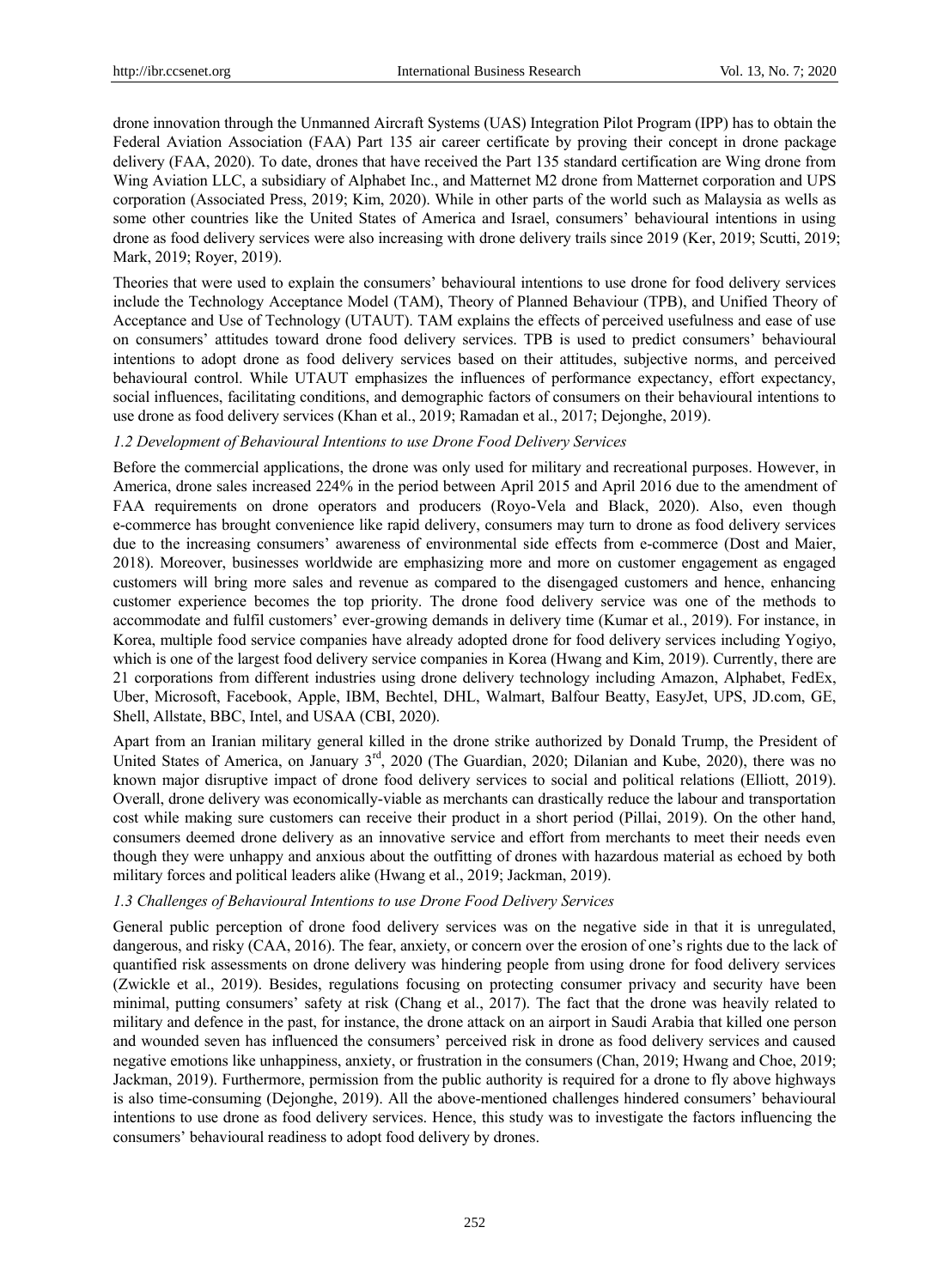drone innovation through the Unmanned Aircraft Systems (UAS) Integration Pilot Program (IPP) has to obtain the Federal Aviation Association (FAA) Part 135 air career certificate by proving their concept in drone package delivery (FAA, 2020). To date, drones that have received the Part 135 standard certification are Wing drone from Wing Aviation LLC, a subsidiary of Alphabet Inc., and Matternet M2 drone from Matternet corporation and UPS corporation (Associated Press, 2019; Kim, 2020). While in other parts of the world such as Malaysia as wells as some other countries like the United States of America and Israel, consumers' behavioural intentions in using drone as food delivery services were also increasing with drone delivery trails since 2019 (Ker, 2019; Scutti, 2019; Mark, 2019; Royer, 2019).

Theories that were used to explain the consumers' behavioural intentions to use drone for food delivery services include the Technology Acceptance Model (TAM), Theory of Planned Behaviour (TPB), and Unified Theory of Acceptance and Use of Technology (UTAUT). TAM explains the effects of perceived usefulness and ease of use on consumers' attitudes toward drone food delivery services. TPB is used to predict consumers' behavioural intentions to adopt drone as food delivery services based on their attitudes, subjective norms, and perceived behavioural control. While UTAUT emphasizes the influences of performance expectancy, effort expectancy, social influences, facilitating conditions, and demographic factors of consumers on their behavioural intentions to use drone as food delivery services (Khan et al., 2019; Ramadan et al., 2017; Dejonghe, 2019).

### *1.2 Development of Behavioural Intentions to use Drone Food Delivery Services*

Before the commercial applications, the drone was only used for military and recreational purposes. However, in America, drone sales increased 224% in the period between April 2015 and April 2016 due to the amendment of FAA requirements on drone operators and producers (Royo-Vela and Black, 2020). Also, even though e-commerce has brought convenience like rapid delivery, consumers may turn to drone as food delivery services due to the increasing consumers' awareness of environmental side effects from e-commerce (Dost and Maier, 2018). Moreover, businesses worldwide are emphasizing more and more on customer engagement as engaged customers will bring more sales and revenue as compared to the disengaged customers and hence, enhancing customer experience becomes the top priority. The drone food delivery service was one of the methods to accommodate and fulfil customers' ever-growing demands in delivery time (Kumar et al., 2019). For instance, in Korea, multiple food service companies have already adopted drone for food delivery services including Yogiyo, which is one of the largest food delivery service companies in Korea (Hwang and Kim, 2019). Currently, there are 21 corporations from different industries using drone delivery technology including Amazon, Alphabet, FedEx, Uber, Microsoft, Facebook, Apple, IBM, Bechtel, DHL, Walmart, Balfour Beatty, EasyJet, UPS, JD.com, GE, Shell, Allstate, BBC, Intel, and USAA (CBI, 2020).

Apart from an Iranian military general killed in the drone strike authorized by Donald Trump, the President of United States of America, on January 3rd, 2020 (The Guardian, 2020; Dilanian and Kube, 2020), there was no known major disruptive impact of drone food delivery services to social and political relations (Elliott, 2019). Overall, drone delivery was economically-viable as merchants can drastically reduce the labour and transportation cost while making sure customers can receive their product in a short period (Pillai, 2019). On the other hand, consumers deemed drone delivery as an innovative service and effort from merchants to meet their needs even though they were unhappy and anxious about the outfitting of drones with hazardous material as echoed by both military forces and political leaders alike (Hwang et al., 2019; Jackman, 2019).

### *1.3 Challenges of Behavioural Intentions to use Drone Food Delivery Services*

General public perception of drone food delivery services was on the negative side in that it is unregulated, dangerous, and risky (CAA, 2016). The fear, anxiety, or concern over the erosion of one's rights due to the lack of quantified risk assessments on drone delivery was hindering people from using drone for food delivery services (Zwickle et al., 2019). Besides, regulations focusing on protecting consumer privacy and security have been minimal, putting consumers' safety at risk (Chang et al., 2017). The fact that the drone was heavily related to military and defence in the past, for instance, the drone attack on an airport in Saudi Arabia that killed one person and wounded seven has influenced the consumers' perceived risk in drone as food delivery services and caused negative emotions like unhappiness, anxiety, or frustration in the consumers (Chan, 2019; Hwang and Choe, 2019; Jackman, 2019). Furthermore, permission from the public authority is required for a drone to fly above highways is also time-consuming (Dejonghe, 2019). All the above-mentioned challenges hindered consumers' behavioural intentions to use drone as food delivery services. Hence, this study was to investigate the factors influencing the consumers' behavioural readiness to adopt food delivery by drones.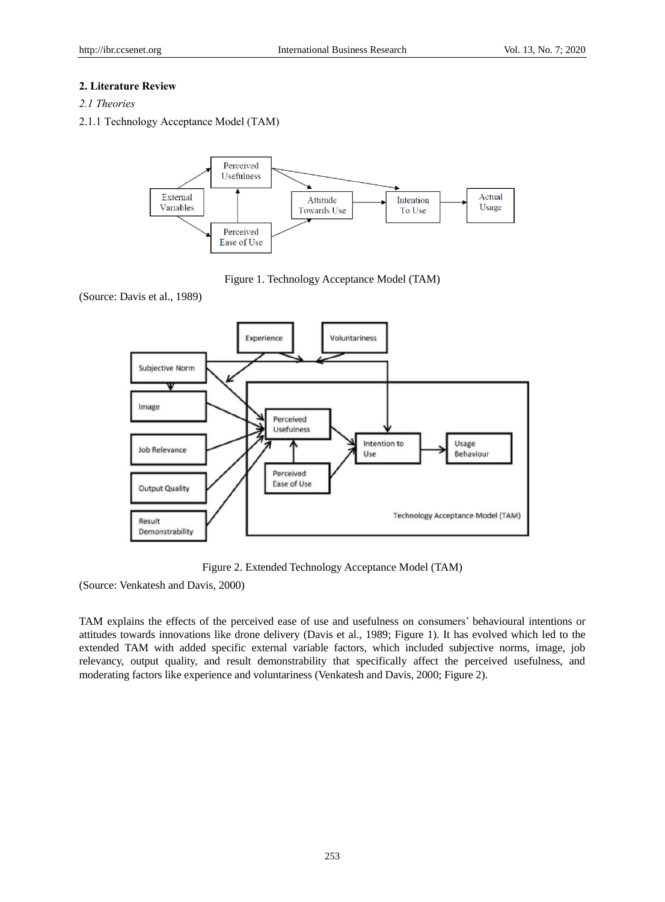## 2. Literature Review

### *2.1 Theories*

#### 2.1.1 Technology Acceptance Model (TAM)

Figure 1. Technology Acceptance Model (TAM)

(Source: Davis et al., 1989)

Figure 2. Extended Technology Acceptance Model (TAM)

(Source: Venkatesh and Davis, 2000)

TAM explains the effects of the perceived ease of use and usefulness on consumers' behavioural intentions or attitudes towards innovations like drone delivery (Davis et al., 1989; Figure 1). It has evolved which led to the extended TAM with added specific external variable factors, which included subjective norms, image, job relevancy, output quality, and result demonstrability that specifically affect the perceived usefulness, and moderating factors like experience and voluntariness (Venkatesh and Davis, 2000; Figure 2).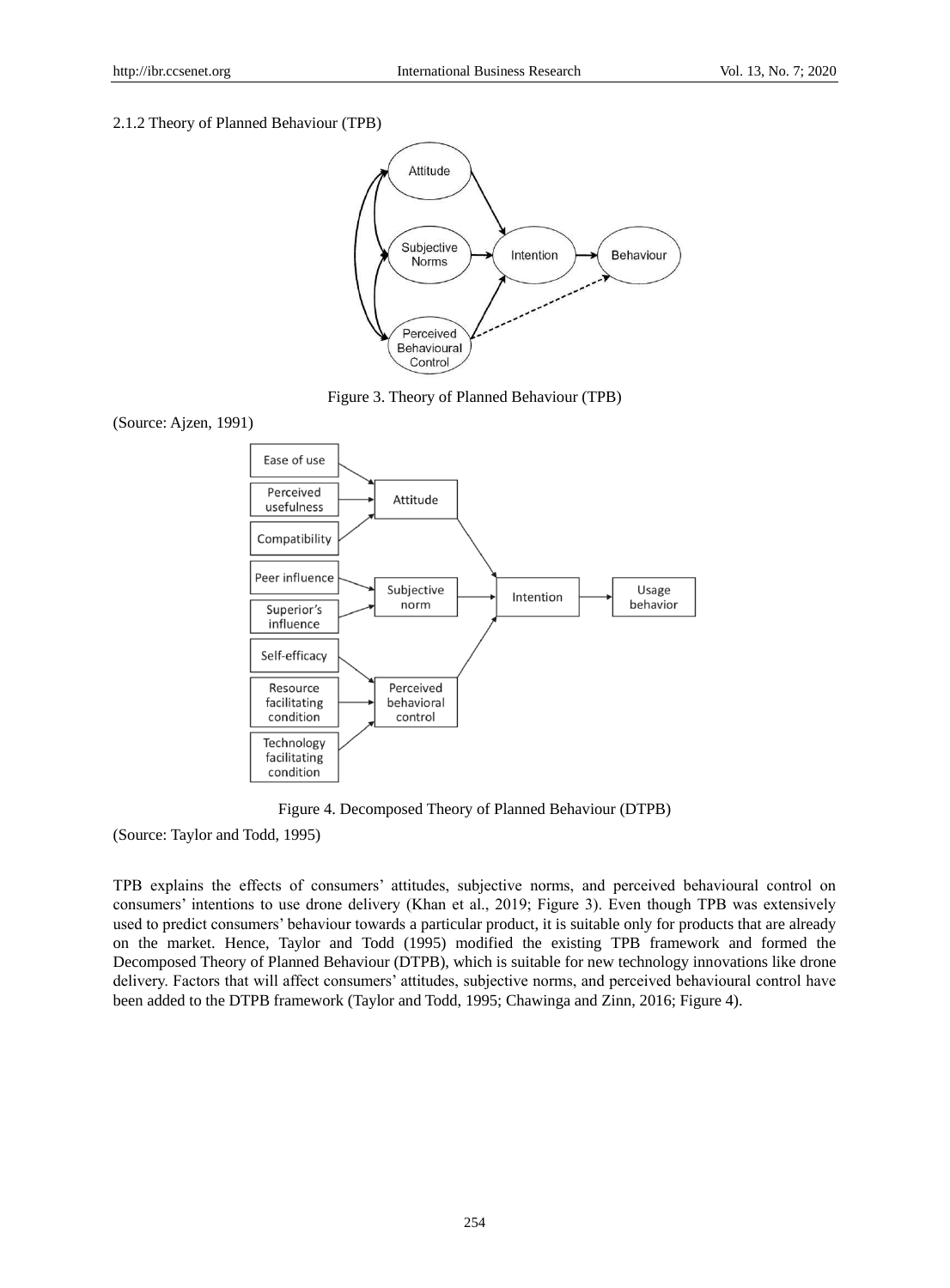2.1.2 Theory of Planned Behaviour (TPB)

Figure 3. Theory of Planned Behaviour (TPB)

(Source: Ajzen, 1991)

Figure 4. Decomposed Theory of Planned Behaviour (DTPB)

(Source: Taylor and Todd, 1995)

TPB explains the effects of consumers' attitudes, subjective norms, and perceived behavioural control on consumers' intentions to use drone delivery (Khan et al., 2019; Figure 3). Even though TPB was extensively used to predict consumers' behaviour towards a particular product, it is suitable only for products that are already on the market. Hence, Taylor and Todd (1995) modified the existing TPB framework and formed the Decomposed Theory of Planned Behaviour (DTPB), which is suitable for new technology innovations like drone delivery. Factors that will affect consumers' attitudes, subjective norms, and perceived behavioural control have been added to the DTPB framework (Taylor and Todd, 1995; Chawinga and Zinn, 2016; Figure 4).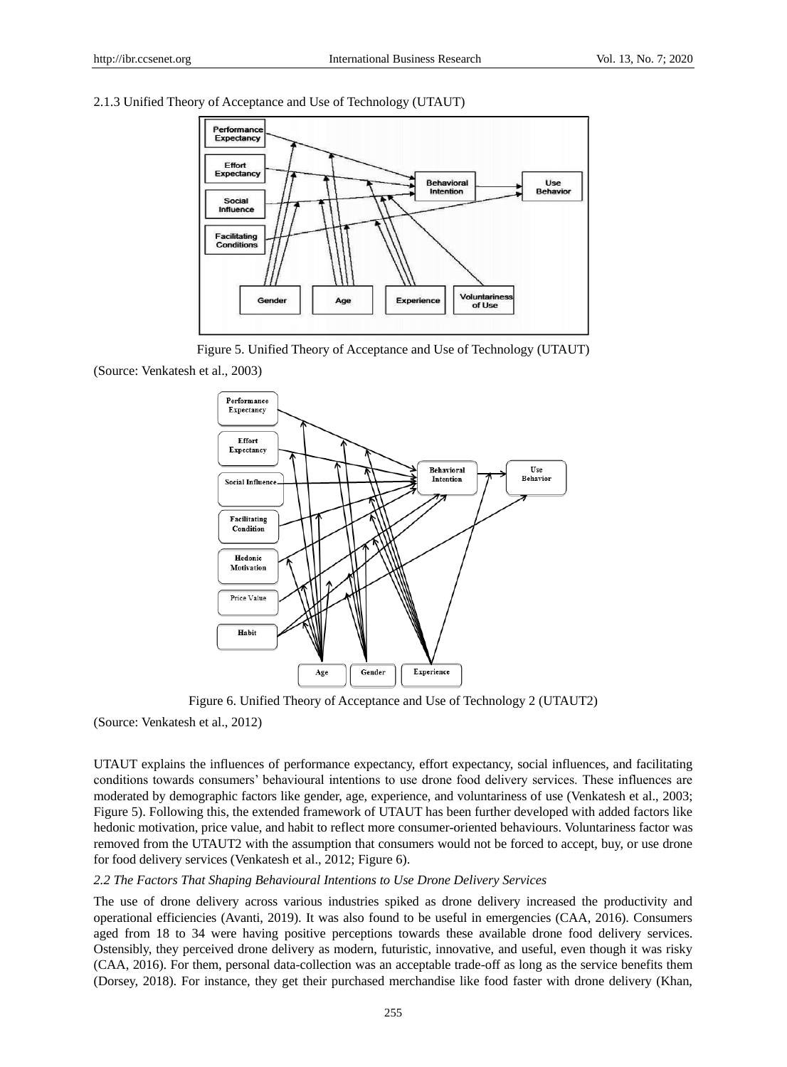2.1.3 Unified Theory of Acceptance and Use of Technology (UTAUT)

Figure 5. Unified Theory of Acceptance and Use of Technology (UTAUT)

(Source: Venkatesh et al., 2003)

Figure 6. Unified Theory of Acceptance and Use of Technology 2 (UTAUT2)

(Source: Venkatesh et al., 2012)

UTAUT explains the influences of performance expectancy, effort expectancy, social influences, and facilitating conditions towards consumers' behavioural intentions to use drone food delivery services. These influences are moderated by demographic factors like gender, age, experience, and voluntariness of use (Venkatesh et al., 2003; Figure 5). Following this, the extended framework of UTAUT has been further developed with added factors like hedonic motivation, price value, and habit to reflect more consumer-oriented behaviours. Voluntariness factor was removed from the UTAUT2 with the assumption that consumers would not be forced to accept, buy, or use drone for food delivery services (Venkatesh et al., 2012; Figure 6).

### *2.2 The Factors That Shaping Behavioural Intentions to Use Drone Delivery Services*

The use of drone delivery across various industries spiked as drone delivery increased the productivity and operational efficiencies (Avanti, 2019). It was also found to be useful in emergencies (CAA, 2016). Consumers aged from 18 to 34 were having positive perceptions towards these available drone food delivery services. Ostensibly, they perceived drone delivery as modern, futuristic, innovative, and useful, even though it was risky (CAA, 2016). For them, personal data-collection was an acceptable trade-off as long as the service benefits them (Dorsey, 2018). For instance, they get their purchased merchandise like food faster with drone delivery (Khan,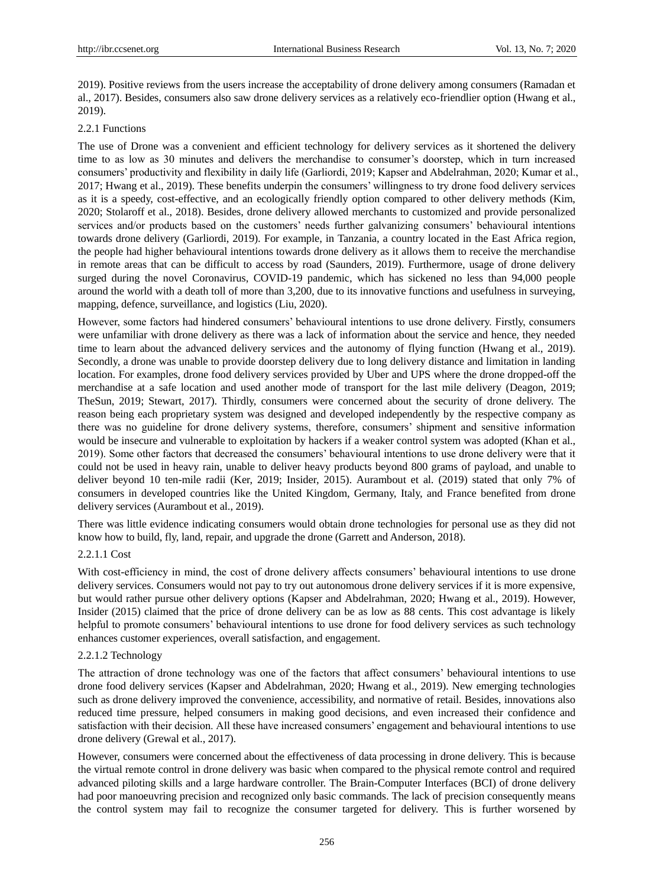2019). Positive reviews from the users increase the acceptability of drone delivery among consumers (Ramadan et al., 2017). Besides, consumers also saw drone delivery services as a relatively eco-friendlier option (Hwang et al., 2019).

#### 2.2.1 Functions

The use of Drone was a convenient and efficient technology for delivery services as it shortened the delivery time to as low as 30 minutes and delivers the merchandise to consumer's doorstep, which in turn increased consumers' productivity and flexibility in daily life (Garliordi, 2019; Kapser and Abdelrahman, 2020; Kumar et al., 2017; Hwang et al., 2019). These benefits underpin the consumers' willingness to try drone food delivery services as it is a speedy, cost-effective, and an ecologically friendly option compared to other delivery methods (Kim, 2020; Stolaroff et al., 2018). Besides, drone delivery allowed merchants to customized and provide personalized services and/or products based on the customers' needs further galvanizing consumers' behavioural intentions towards drone delivery (Garliordi, 2019). For example, in Tanzania, a country located in the East Africa region, the people had higher behavioural intentions towards drone delivery as it allows them to receive the merchandise in remote areas that can be difficult to access by road (Saunders, 2019). Furthermore, usage of drone delivery surged during the novel Coronavirus, COVID-19 pandemic, which has sickened no less than 94,000 people around the world with a death toll of more than 3,200, due to its innovative functions and usefulness in surveying, mapping, defence, surveillance, and logistics (Liu, 2020).

However, some factors had hindered consumers' behavioural intentions to use drone delivery. Firstly, consumers were unfamiliar with drone delivery as there was a lack of information about the service and hence, they needed time to learn about the advanced delivery services and the autonomy of flying function (Hwang et al., 2019). Secondly, a drone was unable to provide doorstep delivery due to long delivery distance and limitation in landing location. For examples, drone food delivery services provided by Uber and UPS where the drone dropped-off the merchandise at a safe location and used another mode of transport for the last mile delivery (Deagon, 2019; TheSun, 2019; Stewart, 2017). Thirdly, consumers were concerned about the security of drone delivery. The reason being each proprietary system was designed and developed independently by the respective company as there was no guideline for drone delivery systems, therefore, consumers' shipment and sensitive information would be insecure and vulnerable to exploitation by hackers if a weaker control system was adopted (Khan et al., 2019). Some other factors that decreased the consumers' behavioural intentions to use drone delivery were that it could not be used in heavy rain, unable to deliver heavy products beyond 800 grams of payload, and unable to deliver beyond 10 ten-mile radii (Ker, 2019; Insider, 2015). Aurambout et al. (2019) stated that only 7% of consumers in developed countries like the United Kingdom, Germany, Italy, and France benefited from drone delivery services (Aurambout et al., 2019).

There was little evidence indicating consumers would obtain drone technologies for personal use as they did not know how to build, fly, land, repair, and upgrade the drone (Garrett and Anderson, 2018).

##### 2.2.1.1 Cost

With cost-efficiency in mind, the cost of drone delivery affects consumers' behavioural intentions to use drone delivery services. Consumers would not pay to try out autonomous drone delivery services if it is more expensive, but would rather pursue other delivery options (Kapser and Abdelrahman, 2020; Hwang et al., 2019). However, Insider (2015) claimed that the price of drone delivery can be as low as 88 cents. This cost advantage is likely helpful to promote consumers' behavioural intentions to use drone for food delivery services as such technology enhances customer experiences, overall satisfaction, and engagement.

##### 2.2.1.2 Technology

The attraction of drone technology was one of the factors that affect consumers' behavioural intentions to use drone food delivery services (Kapser and Abdelrahman, 2020; Hwang et al., 2019). New emerging technologies such as drone delivery improved the convenience, accessibility, and normative of retail. Besides, innovations also reduced time pressure, helped consumers in making good decisions, and even increased their confidence and satisfaction with their decision. All these have increased consumers' engagement and behavioural intentions to use drone delivery (Grewal et al., 2017).

However, consumers were concerned about the effectiveness of data processing in drone delivery. This is because the virtual remote control in drone delivery was basic when compared to the physical remote control and required advanced piloting skills and a large hardware controller. The Brain-Computer Interfaces (BCI) of drone delivery had poor manoeuvring precision and recognized only basic commands. The lack of precision consequently means the control system may fail to recognize the consumer targeted for delivery. This is further worsened by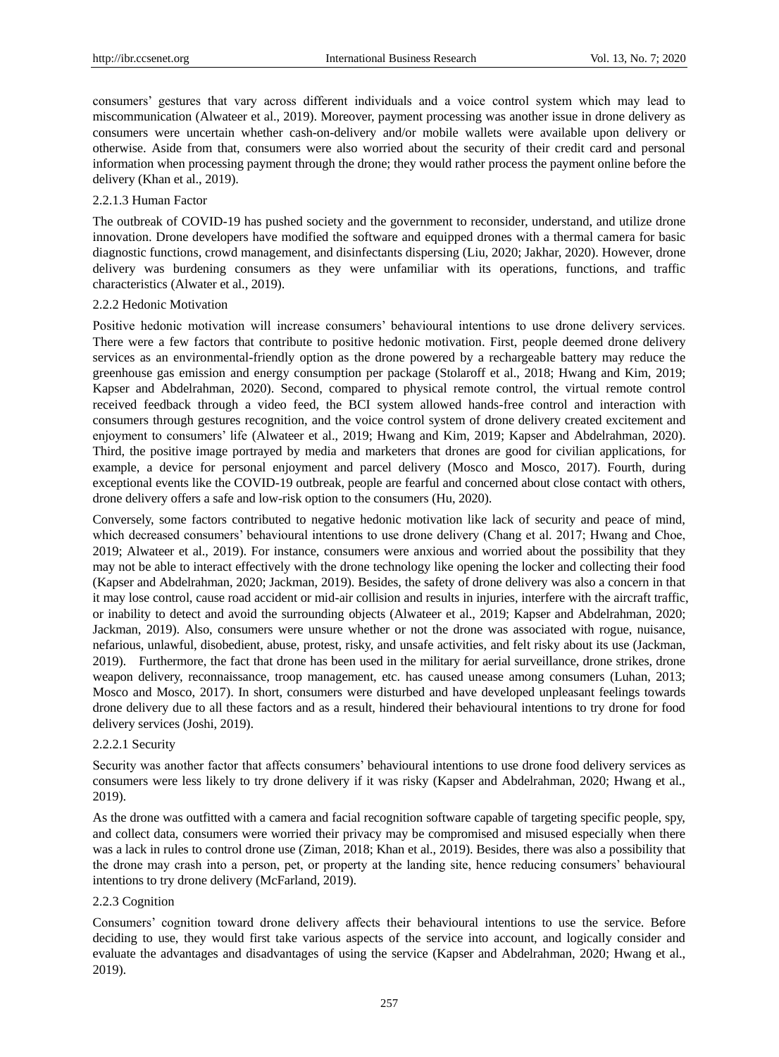consumers' gestures that vary across different individuals and a voice control system which may lead to miscommunication (Alwateer et al., 2019). Moreover, payment processing was another issue in drone delivery as consumers were uncertain whether cash-on-delivery and/or mobile wallets were available upon delivery or otherwise. Aside from that, consumers were also worried about the security of their credit card and personal information when processing payment through the drone; they would rather process the payment online before the delivery (Khan et al., 2019).

#### 2.2.1.3 Human Factor

The outbreak of COVID-19 has pushed society and the government to reconsider, understand, and utilize drone innovation. Drone developers have modified the software and equipped drones with a thermal camera for basic diagnostic functions, crowd management, and disinfectants dispersing (Liu, 2020; Jakhar, 2020). However, drone delivery was burdening consumers as they were unfamiliar with its operations, functions, and traffic characteristics (Alwater et al., 2019).

### 2.2.2 Hedonic Motivation

Positive hedonic motivation will increase consumers' behavioural intentions to use drone delivery services. There were a few factors that contribute to positive hedonic motivation. First, people deemed drone delivery services as an environmental-friendly option as the drone powered by a rechargeable battery may reduce the greenhouse gas emission and energy consumption per package (Stolaroff et al., 2018; Hwang and Kim, 2019; Kapser and Abdelrahman, 2020). Second, compared to physical remote control, the virtual remote control received feedback through a video feed, the BCI system allowed hands-free control and interaction with consumers through gestures recognition, and the voice control system of drone delivery created excitement and enjoyment to consumers' life (Alwateer et al., 2019; Hwang and Kim, 2019; Kapser and Abdelrahman, 2020). Third, the positive image portrayed by media and marketers that drones are good for civilian applications, for example, a device for personal enjoyment and parcel delivery (Mosco and Mosco, 2017). Fourth, during exceptional events like the COVID-19 outbreak, people are fearful and concerned about close contact with others, drone delivery offers a safe and low-risk option to the consumers (Hu, 2020).

Conversely, some factors contributed to negative hedonic motivation like lack of security and peace of mind, which decreased consumers' behavioural intentions to use drone delivery (Chang et al. 2017; Hwang and Choe, 2019; Alwateer et al., 2019). For instance, consumers were anxious and worried about the possibility that they may not be able to interact effectively with the drone technology like opening the locker and collecting their food (Kapser and Abdelrahman, 2020; Jackman, 2019). Besides, the safety of drone delivery was also a concern in that it may lose control, cause road accident or mid-air collision and results in injuries, interfere with the aircraft traffic, or inability to detect and avoid the surrounding objects (Alwateer et al., 2019; Kapser and Abdelrahman, 2020; Jackman, 2019). Also, consumers were unsure whether or not the drone was associated with rogue, nuisance, nefarious, unlawful, disobedient, abuse, protest, risky, and unsafe activities, and felt risky about its use (Jackman, 2019). Furthermore, the fact that drone has been used in the military for aerial surveillance, drone strikes, drone weapon delivery, reconnaissance, troop management, etc. has caused unease among consumers (Luhan, 2013; Mosco and Mosco, 2017). In short, consumers were disturbed and have developed unpleasant feelings towards drone delivery due to all these factors and as a result, hindered their behavioural intentions to try drone for food delivery services (Joshi, 2019).

#### 2.2.2.1 Security

Security was another factor that affects consumers' behavioural intentions to use drone food delivery services as consumers were less likely to try drone delivery if it was risky (Kapser and Abdelrahman, 2020; Hwang et al., 2019).

As the drone was outfitted with a camera and facial recognition software capable of targeting specific people, spy, and collect data, consumers were worried their privacy may be compromised and misused especially when there was a lack in rules to control drone use (Ziman, 2018; Khan et al., 2019). Besides, there was also a possibility that the drone may crash into a person, pet, or property at the landing site, hence reducing consumers' behavioural intentions to try drone delivery (McFarland, 2019).

### 2.2.3 Cognition

Consumers' cognition toward drone delivery affects their behavioural intentions to use the service. Before deciding to use, they would first take various aspects of the service into account, and logically consider and evaluate the advantages and disadvantages of using the service (Kapser and Abdelrahman, 2020; Hwang et al., 2019).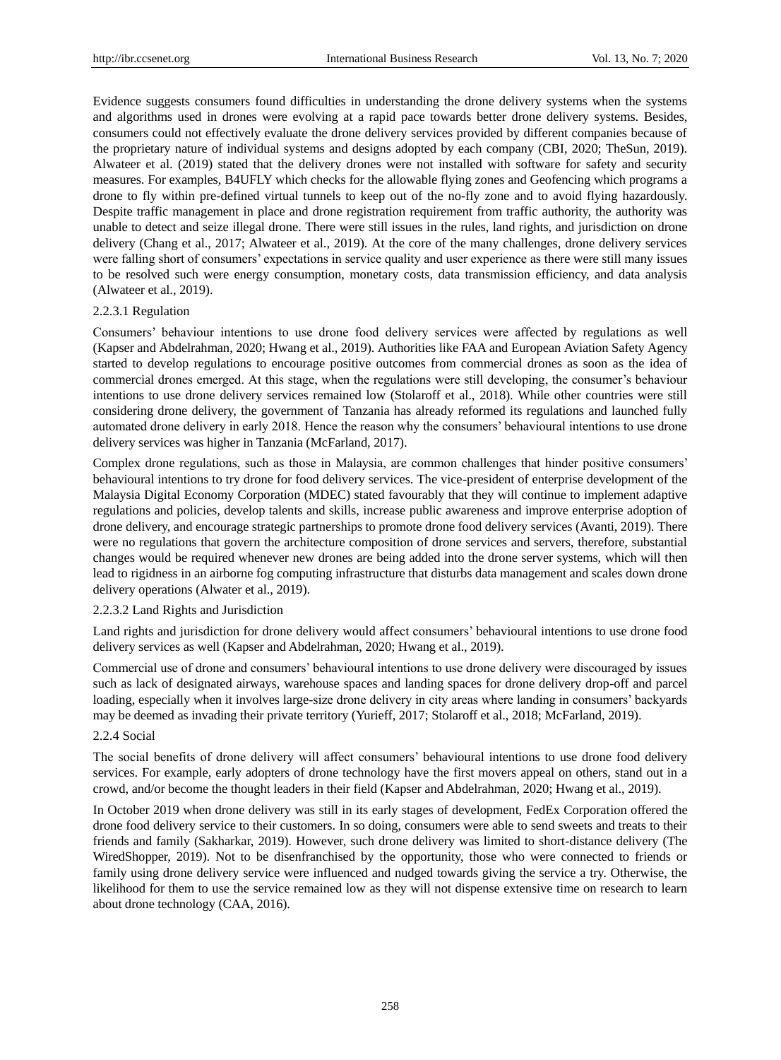Evidence suggests consumers found difficulties in understanding the drone delivery systems when the systems and algorithms used in drones were evolving at a rapid pace towards better drone delivery systems. Besides, consumers could not effectively evaluate the drone delivery services provided by different companies because of the proprietary nature of individual systems and designs adopted by each company (CBI, 2020; TheSun, 2019). Alwateer et al. (2019) stated that the delivery drones were not installed with software for safety and security measures. For examples, B4UFLY which checks for the allowable flying zones and Geofencing which programs a drone to fly within pre-defined virtual tunnels to keep out of the no-fly zone and to avoid flying hazardously. Despite traffic management in place and drone registration requirement from traffic authority, the authority was unable to detect and seize illegal drone. There were still issues in the rules, land rights, and jurisdiction on drone delivery (Chang et al., 2017; Alwateer et al., 2019). At the core of the many challenges, drone delivery services were falling short of consumers' expectations in service quality and user experience as there were still many issues to be resolved such were energy consumption, monetary costs, data transmission efficiency, and data analysis (Alwateer et al., 2019).

#### 2.2.3.1 Regulation

Consumers' behaviour intentions to use drone food delivery services were affected by regulations as well (Kapser and Abdelrahman, 2020; Hwang et al., 2019). Authorities like FAA and European Aviation Safety Agency started to develop regulations to encourage positive outcomes from commercial drones as soon as the idea of commercial drones emerged. At this stage, when the regulations were still developing, the consumer's behaviour intentions to use drone delivery services remained low (Stolaroff et al., 2018). While other countries were still considering drone delivery, the government of Tanzania has already reformed its regulations and launched fully automated drone delivery in early 2018. Hence the reason why the consumers' behavioural intentions to use drone delivery services was higher in Tanzania (McFarland, 2017).

Complex drone regulations, such as those in Malaysia, are common challenges that hinder positive consumers' behavioural intentions to try drone for food delivery services. The vice-president of enterprise development of the Malaysia Digital Economy Corporation (MDEC) stated favourably that they will continue to implement adaptive regulations and policies, develop talents and skills, increase public awareness and improve enterprise adoption of drone delivery, and encourage strategic partnerships to promote drone food delivery services (Avanti, 2019). There were no regulations that govern the architecture composition of drone services and servers, therefore, substantial changes would be required whenever new drones are being added into the drone server systems, which will then lead to rigidness in an airborne fog computing infrastructure that disturbs data management and scales down drone delivery operations (Alwater et al., 2019).

#### 2.2.3.2 Land Rights and Jurisdiction

Land rights and jurisdiction for drone delivery would affect consumers' behavioural intentions to use drone food delivery services as well (Kapser and Abdelrahman, 2020; Hwang et al., 2019).

Commercial use of drone and consumers' behavioural intentions to use drone delivery were discouraged by issues such as lack of designated airways, warehouse spaces and landing spaces for drone delivery drop-off and parcel loading, especially when it involves large-size drone delivery in city areas where landing in consumers' backyards may be deemed as invading their private territory (Yurieff, 2017; Stolaroff et al., 2018; McFarland, 2019).

### 2.2.4 Social

The social benefits of drone delivery will affect consumers' behavioural intentions to use drone food delivery services. For example, early adopters of drone technology have the first movers appeal on others, stand out in a crowd, and/or become the thought leaders in their field (Kapser and Abdelrahman, 2020; Hwang et al., 2019).

In October 2019 when drone delivery was still in its early stages of development, FedEx Corporation offered the drone food delivery service to their customers. In so doing, consumers were able to send sweets and treats to their friends and family (Sakharkar, 2019). However, such drone delivery was limited to short-distance delivery (The WiredShopper, 2019). Not to be disenfranchised by the opportunity, those who were connected to friends or family using drone delivery service were influenced and nudged towards giving the service a try. Otherwise, the likelihood for them to use the service remained low as they will not dispense extensive time on research to learn about drone technology (CAA, 2016).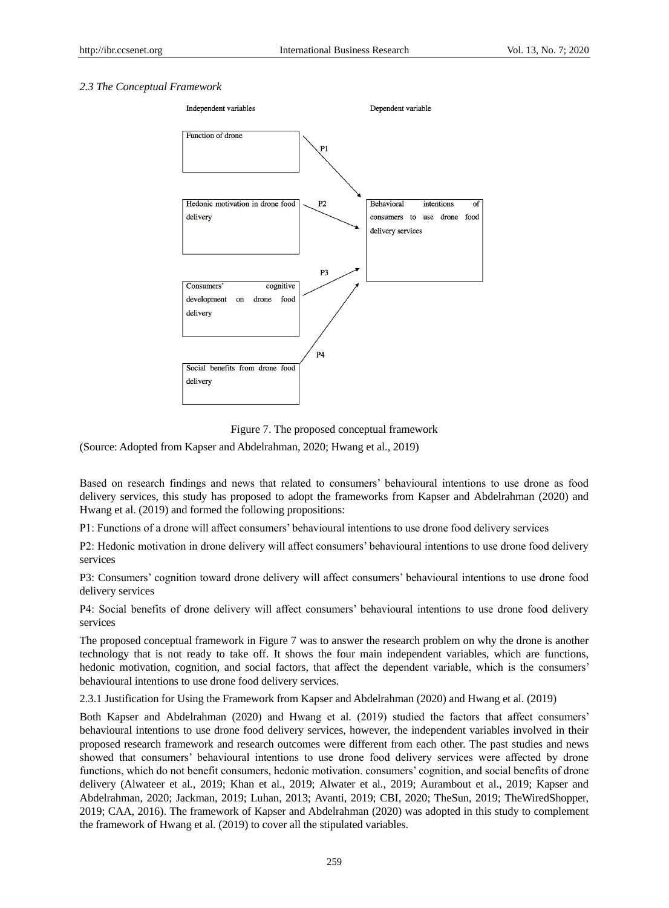*2.3 The Conceptual Framework*

Independent variables

Dependent variable

Function of drone

Hedonic motivation in drone food delivery

Consumers' cognitive development on drone food delivery

Social benefits from drone food delivery

Behavioral intentions of consumers to use drone food delivery services

P1

P2

P3

P4

Figure 7. The proposed conceptual framework

(Source: Adopted from Kapser and Abdelrahman, 2020; Hwang et al., 2019)

Based on research findings and news that related to consumers' behavioural intentions to use drone as food delivery services, this study has proposed to adopt the frameworks from Kapser and Abdelrahman (2020) and Hwang et al. (2019) and formed the following propositions:

P1: Functions of a drone will affect consumers' behavioural intentions to use drone food delivery services

P2: Hedonic motivation in drone delivery will affect consumers' behavioural intentions to use drone food delivery services

P3: Consumers' cognition toward drone delivery will affect consumers' behavioural intentions to use drone food delivery services

P4: Social benefits of drone delivery will affect consumers' behavioural intentions to use drone food delivery services

The proposed conceptual framework in Figure 7 was to answer the research problem on why the drone is another technology that is not ready to take off. It shows the four main independent variables, which are functions, hedonic motivation, cognition, and social factors, that affect the dependent variable, which is the consumers' behavioural intentions to use drone food delivery services.

2.3.1 Justification for Using the Framework from Kapser and Abdelrahman (2020) and Hwang et al. (2019)

Both Kapser and Abdelrahman (2020) and Hwang et al. (2019) studied the factors that affect consumers' behavioural intentions to use drone food delivery services, however, the independent variables involved in their proposed research framework and research outcomes were different from each other. The past studies and news showed that consumers' behavioural intentions to use drone food delivery services were affected by drone functions, which do not benefit consumers, hedonic motivation. consumers' cognition, and social benefits of drone delivery (Alwateer et al., 2019; Khan et al., 2019; Alwater et al., 2019; Aurambout et al., 2019; Kapser and Abdelrahman, 2020; Jackman, 2019; Luhan, 2013; Avanti, 2019; CBI, 2020; TheSun, 2019; TheWiredShopper, 2019; CAA, 2016). The framework of Kapser and Abdelrahman (2020) was adopted in this study to complement the framework of Hwang et al. (2019) to cover all the stipulated variables.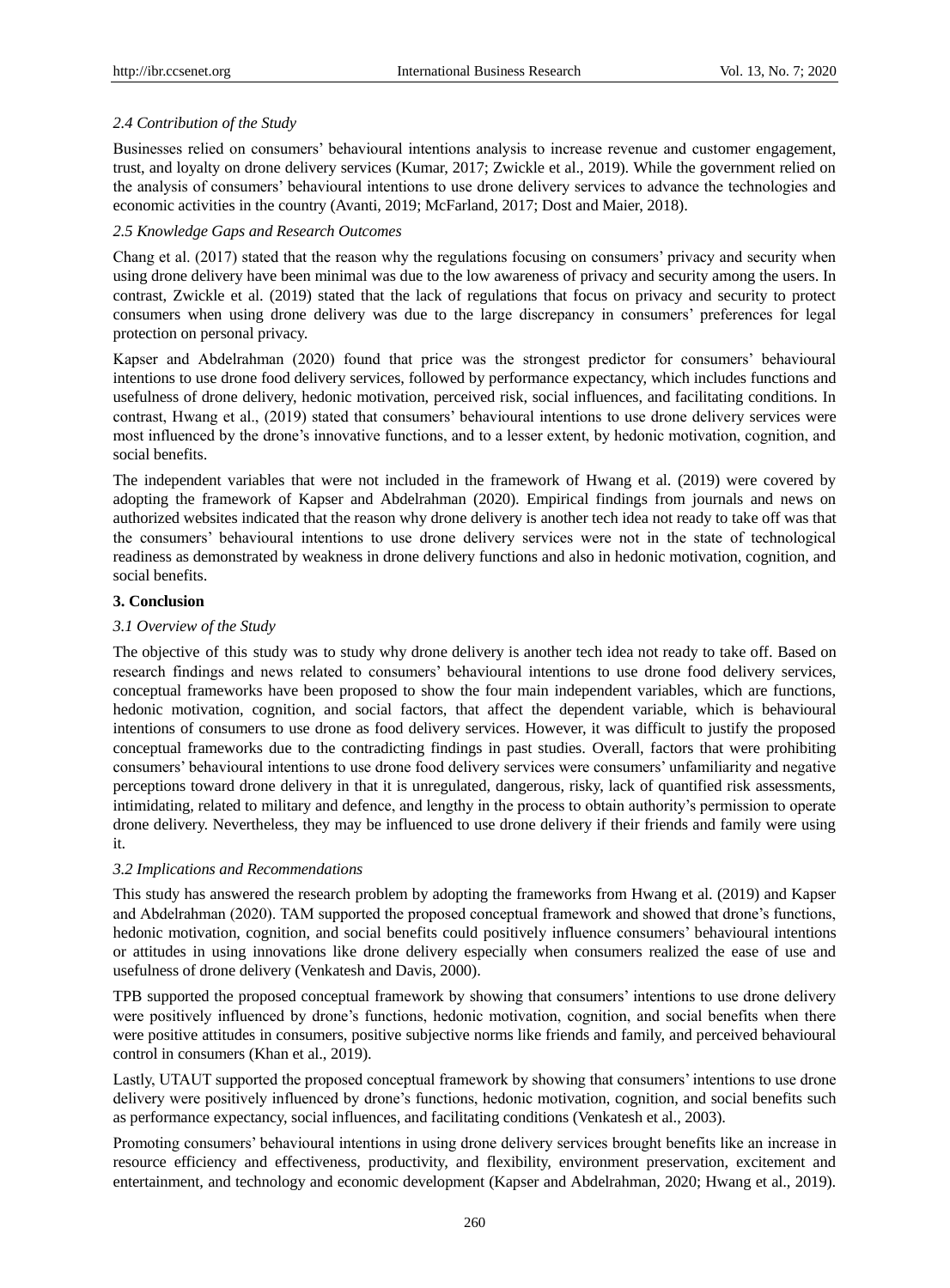### 2.4 Contribution of the Study

Businesses relied on consumers' behavioural intentions analysis to increase revenue and customer engagement, trust, and loyalty on drone delivery services (Kumar, 2017; Zwickle et al., 2019). While the government relied on the analysis of consumers' behavioural intentions to use drone delivery services to advance the technologies and economic activities in the country (Avanti, 2019; McFarland, 2017; Dost and Maier, 2018).

### 2.5 Knowledge Gaps and Research Outcomes

Chang et al. (2017) stated that the reason why the regulations focusing on consumers' privacy and security when using drone delivery have been minimal was due to the low awareness of privacy and security among the users. In contrast, Zwickle et al. (2019) stated that the lack of regulations that focus on privacy and security to protect consumers when using drone delivery was due to the large discrepancy in consumers' preferences for legal protection on personal privacy.

Kapser and Abdelrahman (2020) found that price was the strongest predictor for consumers' behavioural intentions to use drone food delivery services, followed by performance expectancy, which includes functions and usefulness of drone delivery, hedonic motivation, perceived risk, social influences, and facilitating conditions. In contrast, Hwang et al., (2019) stated that consumers' behavioural intentions to use drone delivery services were most influenced by the drone's innovative functions, and to a lesser extent, by hedonic motivation, cognition, and social benefits.

The independent variables that were not included in the framework of Hwang et al. (2019) were covered by adopting the framework of Kapser and Abdelrahman (2020). Empirical findings from journals and news on authorized websites indicated that the reason why drone delivery is another tech idea not ready to take off was that the consumers' behavioural intentions to use drone delivery services were not in the state of technological readiness as demonstrated by weakness in drone delivery functions and also in hedonic motivation, cognition, and social benefits.

## 3. Conclusion

### 3.1 Overview of the Study

The objective of this study was to study why drone delivery is another tech idea not ready to take off. Based on research findings and news related to consumers' behavioural intentions to use drone food delivery services, conceptual frameworks have been proposed to show the four main independent variables, which are functions, hedonic motivation, cognition, and social factors, that affect the dependent variable, which is behavioural intentions of consumers to use drone as food delivery services. However, it was difficult to justify the proposed conceptual frameworks due to the contradicting findings in past studies. Overall, factors that were prohibiting consumers' behavioural intentions to use drone food delivery services were consumers' unfamiliarity and negative perceptions toward drone delivery in that it is unregulated, dangerous, risky, lack of quantified risk assessments, intimidating, related to military and defence, and lengthy in the process to obtain authority's permission to operate drone delivery. Nevertheless, they may be influenced to use drone delivery if their friends and family were using it.

### 3.2 Implications and Recommendations

This study has answered the research problem by adopting the frameworks from Hwang et al. (2019) and Kapser and Abdelrahman (2020). TAM supported the proposed conceptual framework and showed that drone's functions, hedonic motivation, cognition, and social benefits could positively influence consumers' behavioural intentions or attitudes in using innovations like drone delivery especially when consumers realized the ease of use and usefulness of drone delivery (Venkatesh and Davis, 2000).

TPB supported the proposed conceptual framework by showing that consumers' intentions to use drone delivery were positively influenced by drone's functions, hedonic motivation, cognition, and social benefits when there were positive attitudes in consumers, positive subjective norms like friends and family, and perceived behavioural control in consumers (Khan et al., 2019).

Lastly, UTAUT supported the proposed conceptual framework by showing that consumers' intentions to use drone delivery were positively influenced by drone's functions, hedonic motivation, cognition, and social benefits such as performance expectancy, social influences, and facilitating conditions (Venkatesh et al., 2003).

Promoting consumers' behavioural intentions in using drone delivery services brought benefits like an increase in resource efficiency and effectiveness, productivity, and flexibility, environment preservation, excitement and entertainment, and technology and economic development (Kapser and Abdelrahman, 2020; Hwang et al., 2019).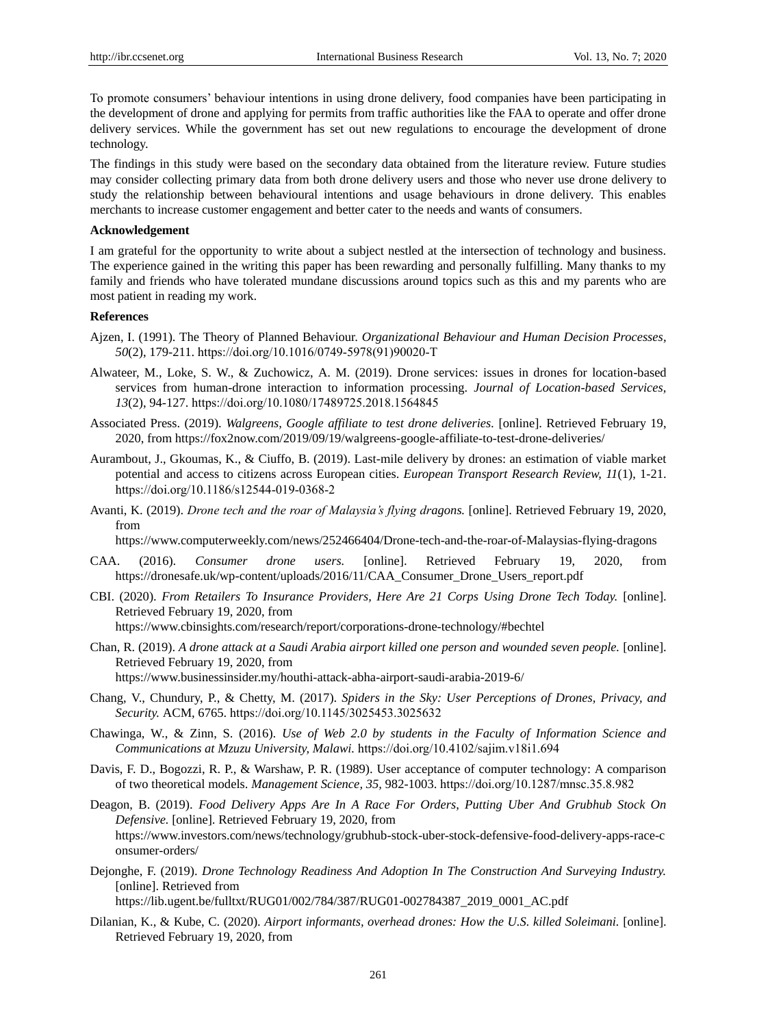To promote consumers' behaviour intentions in using drone delivery, food companies have been participating in the development of drone and applying for permits from traffic authorities like the FAA to operate and offer drone delivery services. While the government has set out new regulations to encourage the development of drone technology.

The findings in this study were based on the secondary data obtained from the literature review. Future studies may consider collecting primary data from both drone delivery users and those who never use drone delivery to study the relationship between behavioural intentions and usage behaviours in drone delivery. This enables merchants to increase customer engagement and better cater to the needs and wants of consumers.

**Acknowledgement**

I am grateful for the opportunity to write about a subject nestled at the intersection of technology and business. The experience gained in the writing this paper has been rewarding and personally fulfilling. Many thanks to my family and friends who have tolerated mundane discussions around topics such as this and my parents who are most patient in reading my work.

**References**

Ajzen, I. (1991). The Theory of Planned Behaviour. *Organizational Behaviour and Human Decision Processes, 50*(2), 179-211. https://doi.org/10.1016/0749-5978(91)90020-T

Alwateer, M., Loke, S. W., & Zuchowicz, A. M. (2019). Drone services: issues in drones for location-based services from human-drone interaction to information processing. *Journal of Location-based Services, 13*(2), 94-127. https://doi.org/10.1080/17489725.2018.1564845

Associated Press. (2019). *Walgreens, Google affiliate to test drone deliveries.* [online]. Retrieved February 19, 2020, from https://fox2now.com/2019/09/19/walgreens-google-affiliate-to-test-drone-deliveries/

Aurambout, J., Gkoumas, K., & Ciuffo, B. (2019). Last-mile delivery by drones: an estimation of viable market potential and access to citizens across European cities. *European Transport Research Review, 11*(1), 1-21. https://doi.org/10.1186/s12544-019-0368-2

Avanti, K. (2019). *Drone tech and the roar of Malaysia's flying dragons.* [online]. Retrieved February 19, 2020, from https://www.computerweekly.com/news/252466404/Drone-tech-and-the-roar-of-Malaysias-flying-dragons

CAA. (2016). *Consumer drone users.* [online]. Retrieved February 19, 2020, from https://dronesafe.uk/wp-content/uploads/2016/11/CAA_Consumer_Drone_Users_report.pdf

CBI. (2020). *From Retailers To Insurance Providers, Here Are 21 Corps Using Drone Tech Today.* [online]. Retrieved February 19, 2020, from https://www.cbinsights.com/research/report/corporations-drone-technology/#bechtel

Chan, R. (2019). *A drone attack at a Saudi Arabia airport killed one person and wounded seven people.* [online]. Retrieved February 19, 2020, from https://www.businessinsider.my/houthi-attack-abha-airport-saudi-arabia-2019-6/

Chang, V., Chundury, P., & Chetty, M. (2017). *Spiders in the Sky: User Perceptions of Drones, Privacy, and Security.* ACM, 6765. https://doi.org/10.1145/3025453.3025632

Chawinga, W., & Zinn, S. (2016). *Use of Web 2.0 by students in the Faculty of Information Science and Communications at Mzuzu University, Malawi.* https://doi.org/10.4102/sajim.v18i1.694

Davis, F. D., Bogozzi, R. P., & Warshaw, P. R. (1989). User acceptance of computer technology: A comparison of two theoretical models. *Management Science, 35,* 982-1003. https://doi.org/10.1287/mnsc.35.8.982

Deagon, B. (2019). *Food Delivery Apps Are In A Race For Orders, Putting Uber And Grubhub Stock On Defensive.* [online]. Retrieved February 19, 2020, from https://www.investors.com/news/technology/grubhub-stock-uber-stock-defensive-food-delivery-apps-race-consumer-orders/

Dejonghe, F. (2019). *Drone Technology Readiness And Adoption In The Construction And Surveying Industry.* [online]. Retrieved from https://lib.ugent.be/fulltxt/RUG01/002/784/387/RUG01-002784387_2019_0001_AC.pdf

Dilanian, K., & Kube, C. (2020). *Airport informants, overhead drones: How the U.S. killed Soleimani.* [online]. Retrieved February 19, 2020, from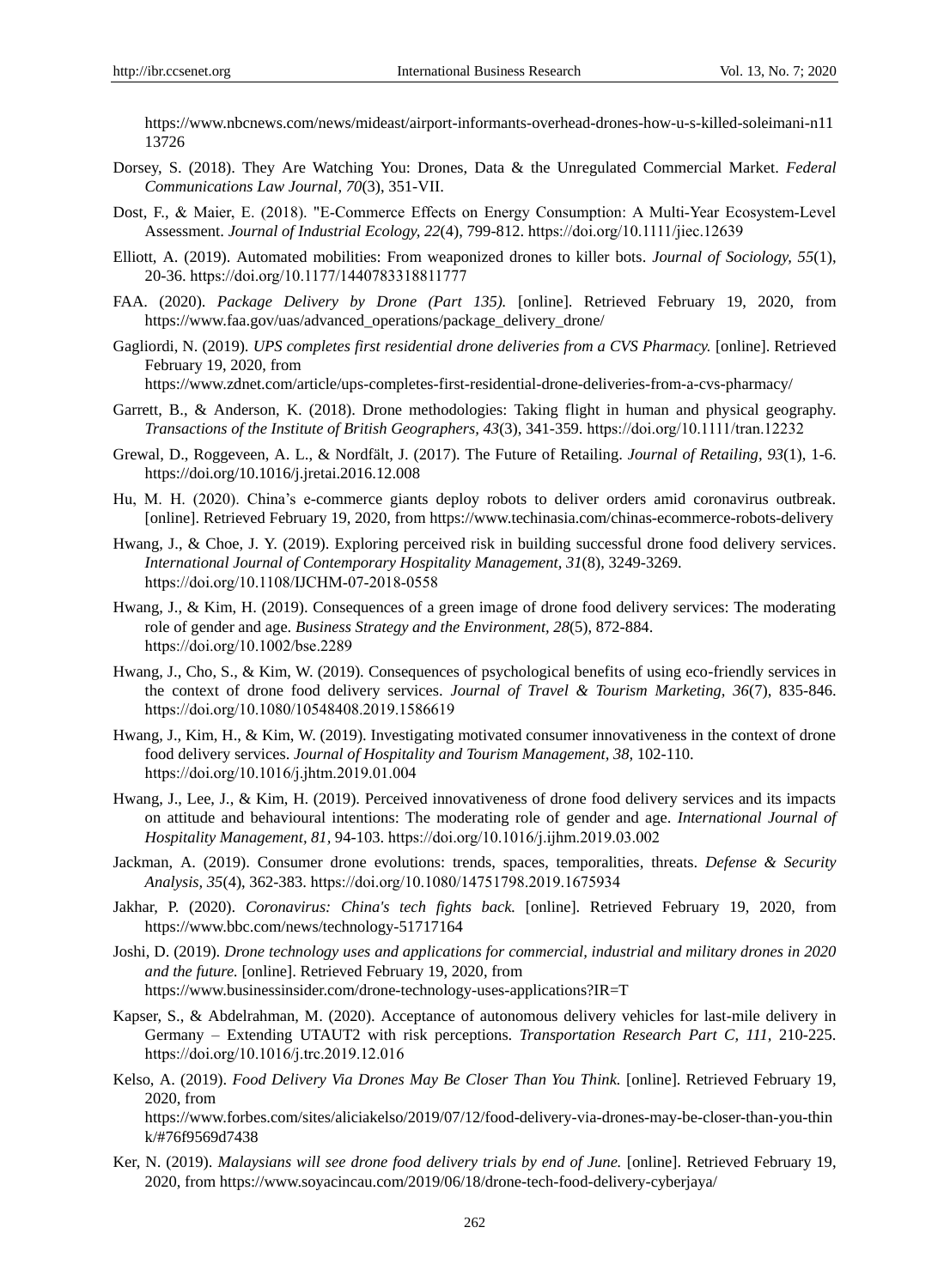https://www.nbcnews.com/news/mideast/airport-informants-overhead-drones-how-u-s-killed-soleimani-n1113726

Dorsey, S. (2018). They Are Watching You: Drones, Data & the Unregulated Commercial Market. *Federal Communications Law Journal, 70*(3), 351-VII.

Dost, F., & Maier, E. (2018). "E-Commerce Effects on Energy Consumption: A Multi-Year Ecosystem-Level Assessment. *Journal of Industrial Ecology, 22*(4), 799-812. https://doi.org/10.1111/jiec.12639

Elliott, A. (2019). Automated mobilities: From weaponized drones to killer bots. *Journal of Sociology, 55*(1), 20-36. https://doi.org/10.1177/1440783318811777

FAA. (2020). *Package Delivery by Drone (Part 135).* [online]. Retrieved February 19, 2020, from https://www.faa.gov/uas/advanced_operations/package_delivery_drone/

Gagliordi, N. (2019). *UPS completes first residential drone deliveries from a CVS Pharmacy.* [online]. Retrieved February 19, 2020, from https://www.zdnet.com/article/ups-completes-first-residential-drone-deliveries-from-a-cvs-pharmacy/

Garrett, B., & Anderson, K. (2018). Drone methodologies: Taking flight in human and physical geography. *Transactions of the Institute of British Geographers, 43*(3), 341-359. https://doi.org/10.1111/tran.12232

Grewal, D., Roggeveen, A. L., & Nordfält, J. (2017). The Future of Retailing. *Journal of Retailing, 93*(1), 1-6. https://doi.org/10.1016/j.jretai.2016.12.008

Hu, M. H. (2020). China's e-commerce giants deploy robots to deliver orders amid coronavirus outbreak. [online]. Retrieved February 19, 2020, from https://www.techinasia.com/chinas-ecommerce-robots-delivery

Hwang, J., & Choe, J. Y. (2019). Exploring perceived risk in building successful drone food delivery services. *International Journal of Contemporary Hospitality Management, 31*(8), 3249-3269. https://doi.org/10.1108/IJCHM-07-2018-0558

Hwang, J., & Kim, H. (2019). Consequences of a green image of drone food delivery services: The moderating role of gender and age. *Business Strategy and the Environment, 28*(5), 872-884. https://doi.org/10.1002/bse.2289

Hwang, J., Cho, S., & Kim, W. (2019). Consequences of psychological benefits of using eco-friendly services in the context of drone food delivery services. *Journal of Travel & Tourism Marketing, 36*(7), 835-846. https://doi.org/10.1080/10548408.2019.1586619

Hwang, J., Kim, H., & Kim, W. (2019). Investigating motivated consumer innovativeness in the context of drone food delivery services. *Journal of Hospitality and Tourism Management, 38,* 102-110. https://doi.org/10.1016/j.jhtm.2019.01.004

Hwang, J., Lee, J., & Kim, H. (2019). Perceived innovativeness of drone food delivery services and its impacts on attitude and behavioural intentions: The moderating role of gender and age. *International Journal of Hospitality Management, 81,* 94-103. https://doi.org/10.1016/j.ijhm.2019.03.002

Jackman, A. (2019). Consumer drone evolutions: trends, spaces, temporalities, threats. *Defense & Security Analysis, 35*(4), 362-383. https://doi.org/10.1080/14751798.2019.1675934

Jakhar, P. (2020). *Coronavirus: China's tech fights back.* [online]. Retrieved February 19, 2020, from https://www.bbc.com/news/technology-51717164

Joshi, D. (2019). *Drone technology uses and applications for commercial, industrial and military drones in 2020 and the future.* [online]. Retrieved February 19, 2020, from https://www.businessinsider.com/drone-technology-uses-applications?IR=T

Kapser, S., & Abdelrahman, M. (2020). Acceptance of autonomous delivery vehicles for last-mile delivery in Germany – Extending UTAUT2 with risk perceptions. *Transportation Research Part C, 111,* 210-225. https://doi.org/10.1016/j.trc.2019.12.016

Kelso, A. (2019). *Food Delivery Via Drones May Be Closer Than You Think.* [online]. Retrieved February 19, 2020, from https://www.forbes.com/sites/aliciakelso/2019/07/12/food-delivery-via-drones-may-be-closer-than-you-think/#76f9569d7438

Ker, N. (2019). *Malaysians will see drone food delivery trials by end of June.* [online]. Retrieved February 19, 2020, from https://www.soyacincau.com/2019/06/18/drone-tech-food-delivery-cyberjaya/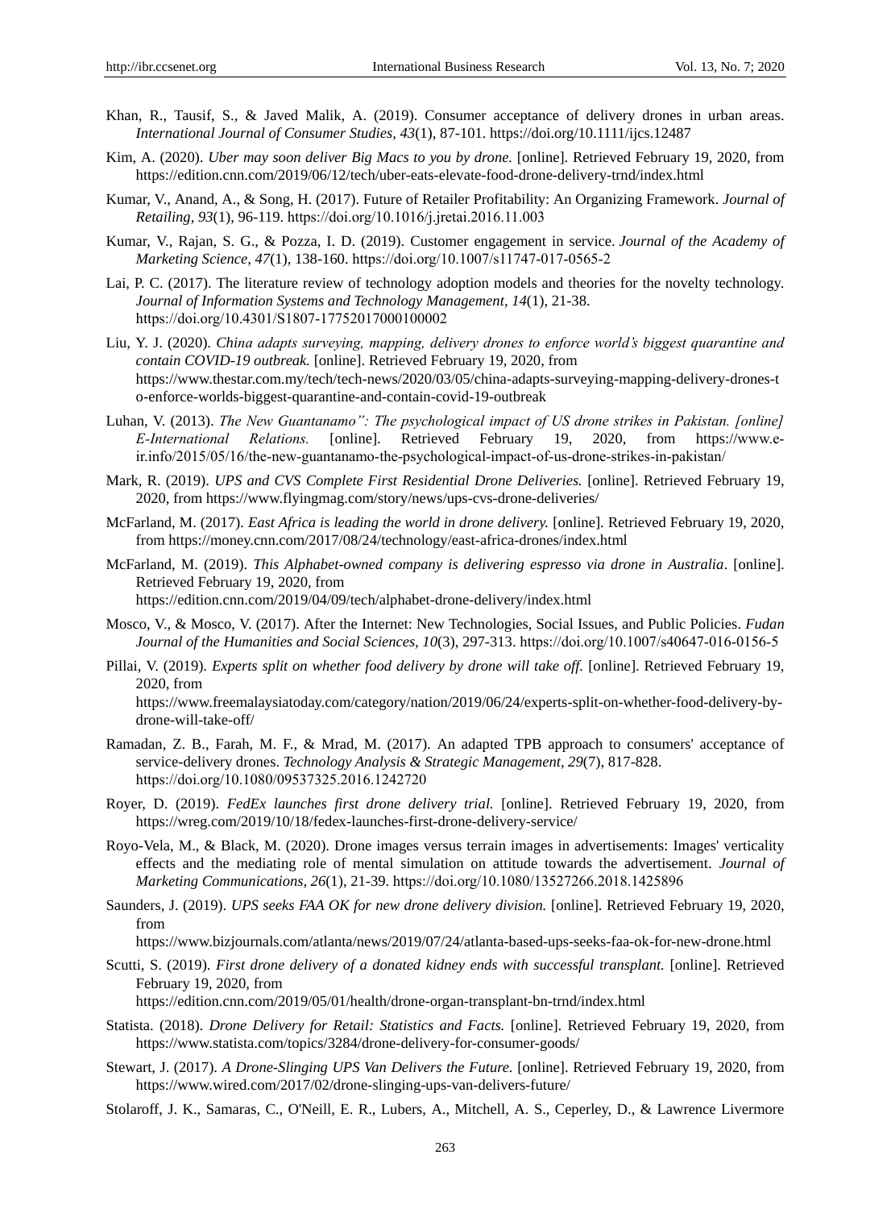Khan, R., Tausif, S., & Javed Malik, A. (2019). Consumer acceptance of delivery drones in urban areas. *International Journal of Consumer Studies, 43*(1), 87-101. https://doi.org/10.1111/ijcs.12487

Kim, A. (2020). *Uber may soon deliver Big Macs to you by drone.* [online]. Retrieved February 19, 2020, from https://edition.cnn.com/2019/06/12/tech/uber-eats-elevate-food-drone-delivery-trnd/index.html

Kumar, V., Anand, A., & Song, H. (2017). Future of Retailer Profitability: An Organizing Framework. *Journal of Retailing, 93*(1), 96-119. https://doi.org/10.1016/j.jretai.2016.11.003

Kumar, V., Rajan, S. G., & Pozza, I. D. (2019). Customer engagement in service. *Journal of the Academy of Marketing Science, 47*(1), 138-160. https://doi.org/10.1007/s11747-017-0565-2

Lai, P. C. (2017). The literature review of technology adoption models and theories for the novelty technology. *Journal of Information Systems and Technology Management*, *14*(1), 21-38. https://doi.org/10.4301/S1807-17752017000100002

Liu, Y. J. (2020). *China adapts surveying, mapping, delivery drones to enforce world's biggest quarantine and contain COVID-19 outbreak.* [online]. Retrieved February 19, 2020, from https://www.thestar.com.my/tech/tech-news/2020/03/05/china-adapts-surveying-mapping-delivery-drones-to-enforce-worlds-biggest-quarantine-and-contain-covid-19-outbreak

Luhan, V. (2013). *The New Guantanamo": The psychological impact of US drone strikes in Pakistan. [online] E-International Relations.* [online]. Retrieved February 19, 2020, from https://www.e-ir.info/2015/05/16/the-new-guantanamo-the-psychological-impact-of-us-drone-strikes-in-pakistan/

Mark, R. (2019). *UPS and CVS Complete First Residential Drone Deliveries.* [online]. Retrieved February 19, 2020, from https://www.flyingmag.com/story/news/ups-cvs-drone-deliveries/

McFarland, M. (2017). *East Africa is leading the world in drone delivery.* [online]. Retrieved February 19, 2020, from https://money.cnn.com/2017/08/24/technology/east-africa-drones/index.html

McFarland, M. (2019). *This Alphabet-owned company is delivering espresso via drone in Australia*. [online]. Retrieved February 19, 2020, from https://edition.cnn.com/2019/04/09/tech/alphabet-drone-delivery/index.html

Mosco, V., & Mosco, V. (2017). After the Internet: New Technologies, Social Issues, and Public Policies. *Fudan Journal of the Humanities and Social Sciences, 10*(3), 297-313. https://doi.org/10.1007/s40647-016-0156-5

Pillai, V. (2019). *Experts split on whether food delivery by drone will take off.* [online]. Retrieved February 19, 2020, from https://www.freemalaysiatoday.com/category/nation/2019/06/24/experts-split-on-whether-food-delivery-by-drone-will-take-off/

Ramadan, Z. B., Farah, M. F., & Mrad, M. (2017). An adapted TPB approach to consumers' acceptance of service-delivery drones. *Technology Analysis & Strategic Management*, *29*(7), 817-828. https://doi.org/10.1080/09537325.2016.1242720

Royer, D. (2019). *FedEx launches first drone delivery trial.* [online]. Retrieved February 19, 2020, from https://wreg.com/2019/10/18/fedex-launches-first-drone-delivery-service/

Royo-Vela, M., & Black, M. (2020). Drone images versus terrain images in advertisements: Images' verticality effects and the mediating role of mental simulation on attitude towards the advertisement. *Journal of Marketing Communications, 26*(1), 21-39. https://doi.org/10.1080/13527266.2018.1425896

Saunders, J. (2019). *UPS seeks FAA OK for new drone delivery division.* [online]. Retrieved February 19, 2020, from https://www.bizjournals.com/atlanta/news/2019/07/24/atlanta-based-ups-seeks-faa-ok-for-new-drone.html

Scutti, S. (2019). *First drone delivery of a donated kidney ends with successful transplant.* [online]. Retrieved February 19, 2020, from https://edition.cnn.com/2019/05/01/health/drone-organ-transplant-bn-trnd/index.html

Statista. (2018). *Drone Delivery for Retail: Statistics and Facts.* [online]. Retrieved February 19, 2020, from https://www.statista.com/topics/3284/drone-delivery-for-consumer-goods/

Stewart, J. (2017). *A Drone-Slinging UPS Van Delivers the Future.* [online]. Retrieved February 19, 2020, from https://www.wired.com/2017/02/drone-slinging-ups-van-delivers-future/

Stolaroff, J. K., Samaras, C., O'Neill, E. R., Lubers, A., Mitchell, A. S., Ceperley, D., & Lawrence Livermore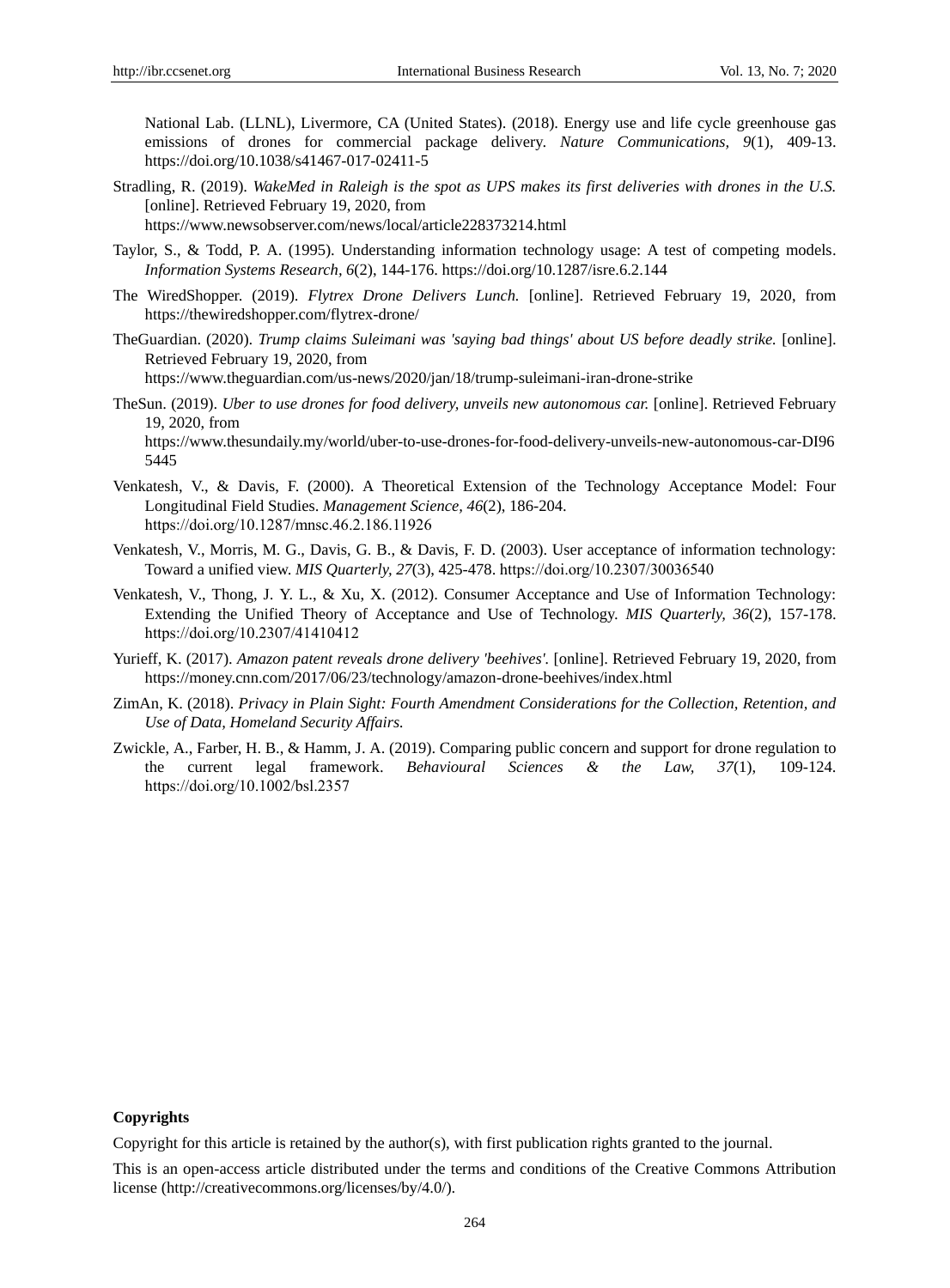National Lab. (LLNL), Livermore, CA (United States). (2018). Energy use and life cycle greenhouse gas emissions of drones for commercial package delivery. *Nature Communications, 9*(1), 409-13. https://doi.org/10.1038/s41467-017-02411-5

Stradling, R. (2019). *WakeMed in Raleigh is the spot as UPS makes its first deliveries with drones in the U.S.* [online]. Retrieved February 19, 2020, from https://www.newsobserver.com/news/local/article228373214.html

Taylor, S., & Todd, P. A. (1995). Understanding information technology usage: A test of competing models. *Information Systems Research, 6*(2), 144-176. https://doi.org/10.1287/isre.6.2.144

The WiredShopper. (2019). *Flytrex Drone Delivers Lunch.* [online]. Retrieved February 19, 2020, from https://thewiredshopper.com/flytrex-drone/

TheGuardian. (2020). *Trump claims Suleimani was 'saying bad things' about US before deadly strike.* [online]. Retrieved February 19, 2020, from https://www.theguardian.com/us-news/2020/jan/18/trump-suleimani-iran-drone-strike

TheSun. (2019). *Uber to use drones for food delivery, unveils new autonomous car.* [online]. Retrieved February 19, 2020, from https://www.thesundaily.my/world/uber-to-use-drones-for-food-delivery-unveils-new-autonomous-car-DI965445

Venkatesh, V., & Davis, F. (2000). A Theoretical Extension of the Technology Acceptance Model: Four Longitudinal Field Studies. *Management Science, 46*(2), 186-204. https://doi.org/10.1287/mnsc.46.2.186.11926

Venkatesh, V., Morris, M. G., Davis, G. B., & Davis, F. D. (2003). User acceptance of information technology: Toward a unified view. *MIS Quarterly, 27*(3), 425-478. https://doi.org/10.2307/30036540

Venkatesh, V., Thong, J. Y. L., & Xu, X. (2012). Consumer Acceptance and Use of Information Technology: Extending the Unified Theory of Acceptance and Use of Technology. *MIS Quarterly, 36*(2), 157-178. https://doi.org/10.2307/41410412

Yurieff, K. (2017). *Amazon patent reveals drone delivery 'beehives'.* [online]. Retrieved February 19, 2020, from https://money.cnn.com/2017/06/23/technology/amazon-drone-beehives/index.html

ZimAn, K. (2018). *Privacy in Plain Sight: Fourth Amendment Considerations for the Collection, Retention, and Use of Data, Homeland Security Affairs.*

Zwickle, A., Farber, H. B., & Hamm, J. A. (2019). Comparing public concern and support for drone regulation to the current legal framework. *Behavioural Sciences & the Law, 37*(1), 109-124. https://doi.org/10.1002/bsl.2357

**Copyrights**

Copyright for this article is retained by the author(s), with first publication rights granted to the journal.

This is an open-access article distributed under the terms and conditions of the Creative Commons Attribution license (http://creativecommons.org/licenses/by/4.0/).